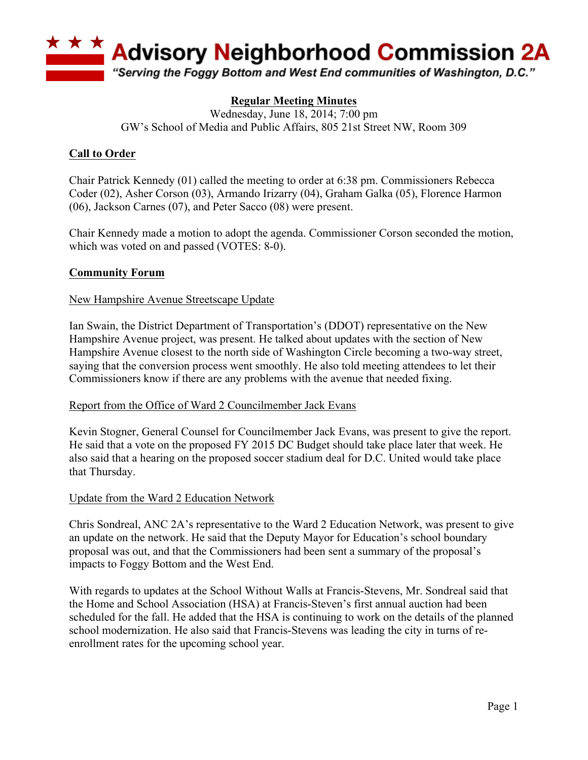# Advisory Neighborhood Commission 2A

*"Serving the Foggy Bottom and West End communities of Washington, D.C."*

**Regular Meeting Minutes**

Wednesday, June 18, 2014; 7:00 pm

GW's School of Media and Public Affairs, 805 21st Street NW, Room 309

## Call to Order

Chair Patrick Kennedy (01) called the meeting to order at 6:38 pm. Commissioners Rebecca Coder (02), Asher Corson (03), Armando Irizarry (04), Graham Galka (05), Florence Harmon (06), Jackson Carnes (07), and Peter Sacco (08) were present.

Chair Kennedy made a motion to adopt the agenda. Commissioner Corson seconded the motion, which was voted on and passed (VOTES: 8-0).

## Community Forum

### New Hampshire Avenue Streetscape Update

Ian Swain, the District Department of Transportation's (DDOT) representative on the New Hampshire Avenue project, was present. He talked about updates with the section of New Hampshire Avenue closest to the north side of Washington Circle becoming a two-way street, saying that the conversion process went smoothly. He also told meeting attendees to let their Commissioners know if there are any problems with the avenue that needed fixing.

### Report from the Office of Ward 2 Councilmember Jack Evans

Kevin Stogner, General Counsel for Councilmember Jack Evans, was present to give the report. He said that a vote on the proposed FY 2015 DC Budget should take place later that week. He also said that a hearing on the proposed soccer stadium deal for D.C. United would take place that Thursday.

### Update from the Ward 2 Education Network

Chris Sondreal, ANC 2A's representative to the Ward 2 Education Network, was present to give an update on the network. He said that the Deputy Mayor for Education's school boundary proposal was out, and that the Commissioners had been sent a summary of the proposal's impacts to Foggy Bottom and the West End.

With regards to updates at the School Without Walls at Francis-Stevens, Mr. Sondreal said that the Home and School Association (HSA) at Francis-Steven's first annual auction had been scheduled for the fall. He added that the HSA is continuing to work on the details of the planned school modernization. He also said that Francis-Stevens was leading the city in turns of re-enrollment rates for the upcoming school year.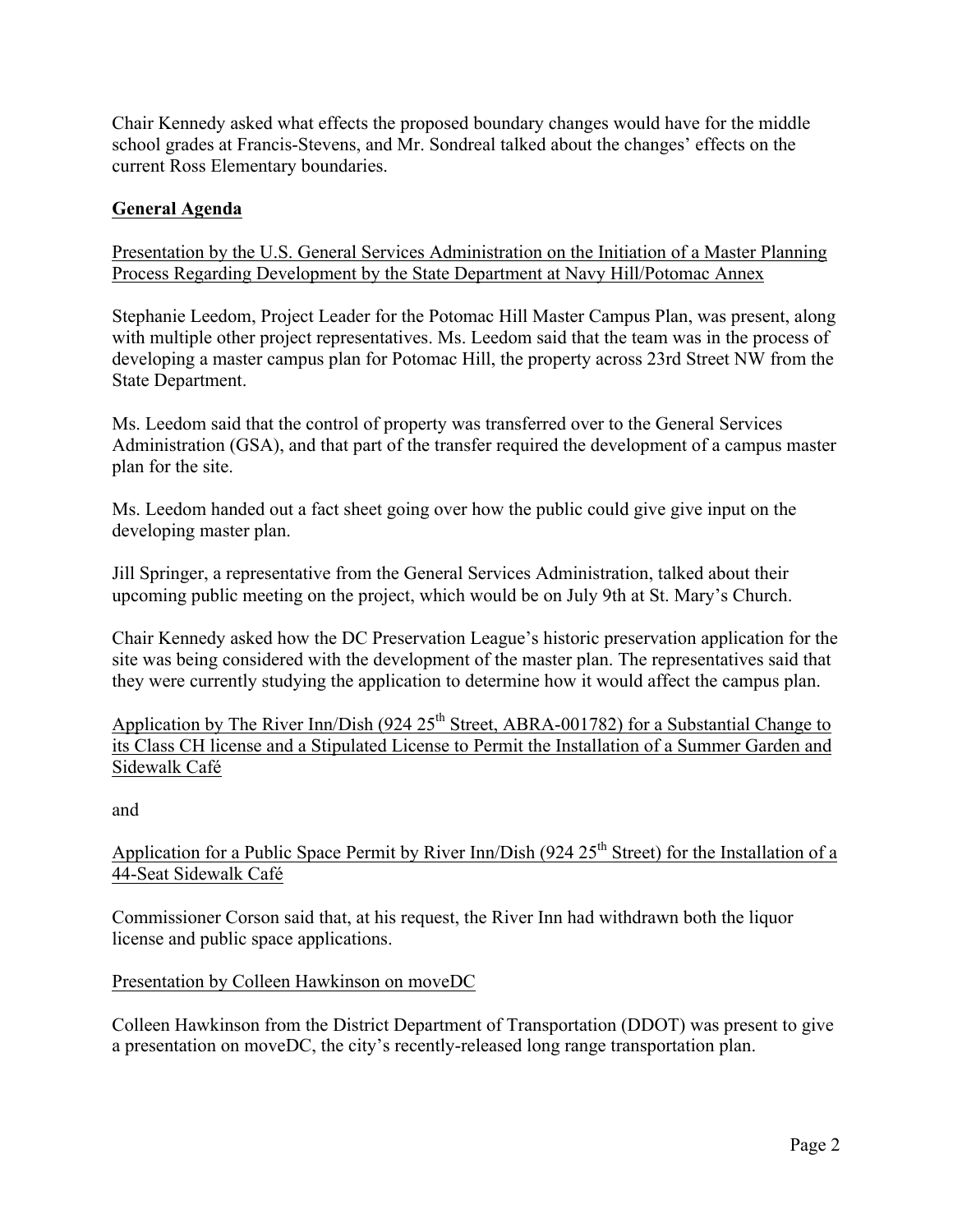Chair Kennedy asked what effects the proposed boundary changes would have for the middle school grades at Francis-Stevens, and Mr. Sondreal talked about the changes' effects on the current Ross Elementary boundaries.

## General Agenda

Presentation by the U.S. General Services Administration on the Initiation of a Master Planning Process Regarding Development by the State Department at Navy Hill/Potomac Annex

Stephanie Leedom, Project Leader for the Potomac Hill Master Campus Plan, was present, along with multiple other project representatives. Ms. Leedom said that the team was in the process of developing a master campus plan for Potomac Hill, the property across 23rd Street NW from the State Department.

Ms. Leedom said that the control of property was transferred over to the General Services Administration (GSA), and that part of the transfer required the development of a campus master plan for the site.

Ms. Leedom handed out a fact sheet going over how the public could give give input on the developing master plan.

Jill Springer, a representative from the General Services Administration, talked about their upcoming public meeting on the project, which would be on July 9th at St. Mary's Church.

Chair Kennedy asked how the DC Preservation League's historic preservation application for the site was being considered with the development of the master plan. The representatives said that they were currently studying the application to determine how it would affect the campus plan.

Application by The River Inn/Dish (924 25th Street, ABRA-001782) for a Substantial Change to its Class CH license and a Stipulated License to Permit the Installation of a Summer Garden and Sidewalk Café

and

Application for a Public Space Permit by River Inn/Dish (924 25th Street) for the Installation of a 44-Seat Sidewalk Café

Commissioner Corson said that, at his request, the River Inn had withdrawn both the liquor license and public space applications.

Presentation by Colleen Hawkinson on moveDC

Colleen Hawkinson from the District Department of Transportation (DDOT) was present to give a presentation on moveDC, the city's recently-released long range transportation plan.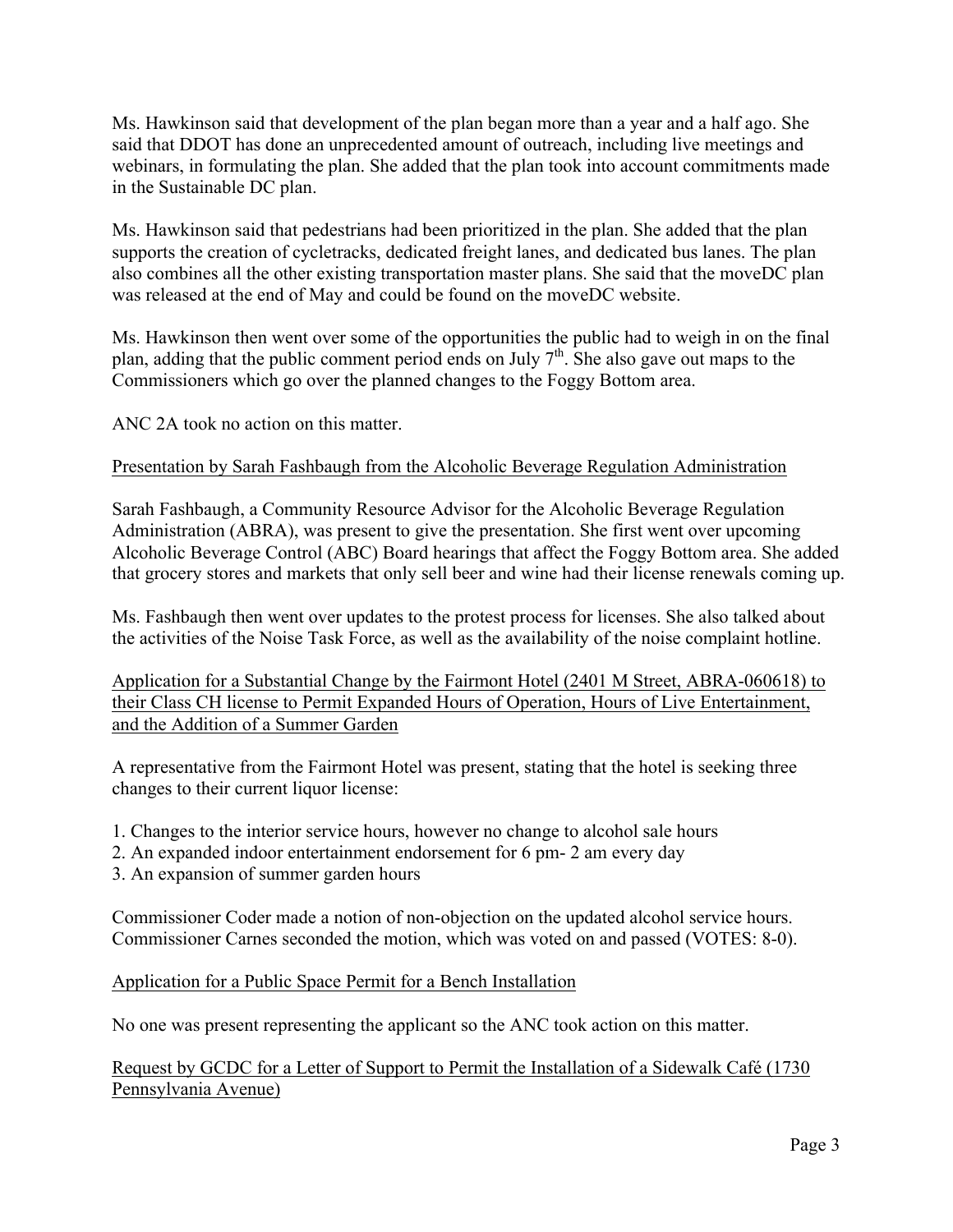Ms. Hawkinson said that development of the plan began more than a year and a half ago. She said that DDOT has done an unprecedented amount of outreach, including live meetings and webinars, in formulating the plan. She added that the plan took into account commitments made in the Sustainable DC plan.

Ms. Hawkinson said that pedestrians had been prioritized in the plan. She added that the plan supports the creation of cycletracks, dedicated freight lanes, and dedicated bus lanes. The plan also combines all the other existing transportation master plans. She said that the moveDC plan was released at the end of May and could be found on the moveDC website.

Ms. Hawkinson then went over some of the opportunities the public had to weigh in on the final plan, adding that the public comment period ends on July 7th. She also gave out maps to the Commissioners which go over the planned changes to the Foggy Bottom area.

ANC 2A took no action on this matter.

<u>Presentation by Sarah Fashbaugh from the Alcoholic Beverage Regulation Administration</u>

Sarah Fashbaugh, a Community Resource Advisor for the Alcoholic Beverage Regulation Administration (ABRA), was present to give the presentation. She first went over upcoming Alcoholic Beverage Control (ABC) Board hearings that affect the Foggy Bottom area. She added that grocery stores and markets that only sell beer and wine had their license renewals coming up.

Ms. Fashbaugh then went over updates to the protest process for licenses. She also talked about the activities of the Noise Task Force, as well as the availability of the noise complaint hotline.

<u>Application for a Substantial Change by the Fairmont Hotel (2401 M Street, ABRA-060618) to their Class CH license to Permit Expanded Hours of Operation, Hours of Live Entertainment, and the Addition of a Summer Garden</u>

A representative from the Fairmont Hotel was present, stating that the hotel is seeking three changes to their current liquor license:

1. Changes to the interior service hours, however no change to alcohol sale hours
2. An expanded indoor entertainment endorsement for 6 pm- 2 am every day
3. An expansion of summer garden hours

Commissioner Coder made a notion of non-objection on the updated alcohol service hours. Commissioner Carnes seconded the motion, which was voted on and passed (VOTES: 8-0).

<u>Application for a Public Space Permit for a Bench Installation</u>

No one was present representing the applicant so the ANC took action on this matter.

<u>Request by GCDC for a Letter of Support to Permit the Installation of a Sidewalk Café (1730 Pennsylvania Avenue)</u>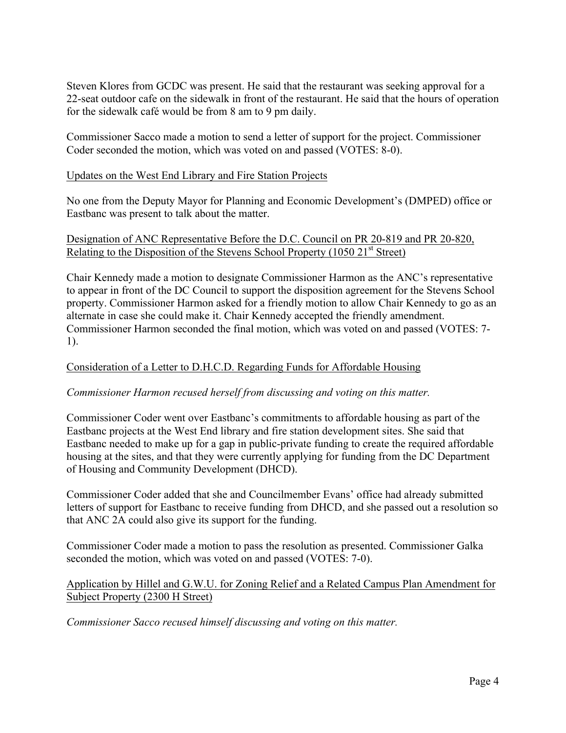Steven Klores from GCDC was present. He said that the restaurant was seeking approval for a 22-seat outdoor cafe on the sidewalk in front of the restaurant. He said that the hours of operation for the sidewalk café would be from 8 am to 9 pm daily.

Commissioner Sacco made a motion to send a letter of support for the project. Commissioner Coder seconded the motion, which was voted on and passed (VOTES: 8-0).

<u>Updates on the West End Library and Fire Station Projects</u>

No one from the Deputy Mayor for Planning and Economic Development's (DMPED) office or Eastbanc was present to talk about the matter.

<u>Designation of ANC Representative Before the D.C. Council on PR 20-819 and PR 20-820, Relating to the Disposition of the Stevens School Property (1050 21st Street)</u>

Chair Kennedy made a motion to designate Commissioner Harmon as the ANC's representative to appear in front of the DC Council to support the disposition agreement for the Stevens School property. Commissioner Harmon asked for a friendly motion to allow Chair Kennedy to go as an alternate in case she could make it. Chair Kennedy accepted the friendly amendment. Commissioner Harmon seconded the final motion, which was voted on and passed (VOTES: 7-1).

<u>Consideration of a Letter to D.H.C.D. Regarding Funds for Affordable Housing</u>

*Commissioner Harmon recused herself from discussing and voting on this matter.*

Commissioner Coder went over Eastbanc's commitments to affordable housing as part of the Eastbanc projects at the West End library and fire station development sites. She said that Eastbanc needed to make up for a gap in public-private funding to create the required affordable housing at the sites, and that they were currently applying for funding from the DC Department of Housing and Community Development (DHCD).

Commissioner Coder added that she and Councilmember Evans' office had already submitted letters of support for Eastbanc to receive funding from DHCD, and she passed out a resolution so that ANC 2A could also give its support for the funding.

Commissioner Coder made a motion to pass the resolution as presented. Commissioner Galka seconded the motion, which was voted on and passed (VOTES: 7-0).

<u>Application by Hillel and G.W.U. for Zoning Relief and a Related Campus Plan Amendment for Subject Property (2300 H Street)</u>

*Commissioner Sacco recused himself discussing and voting on this matter.*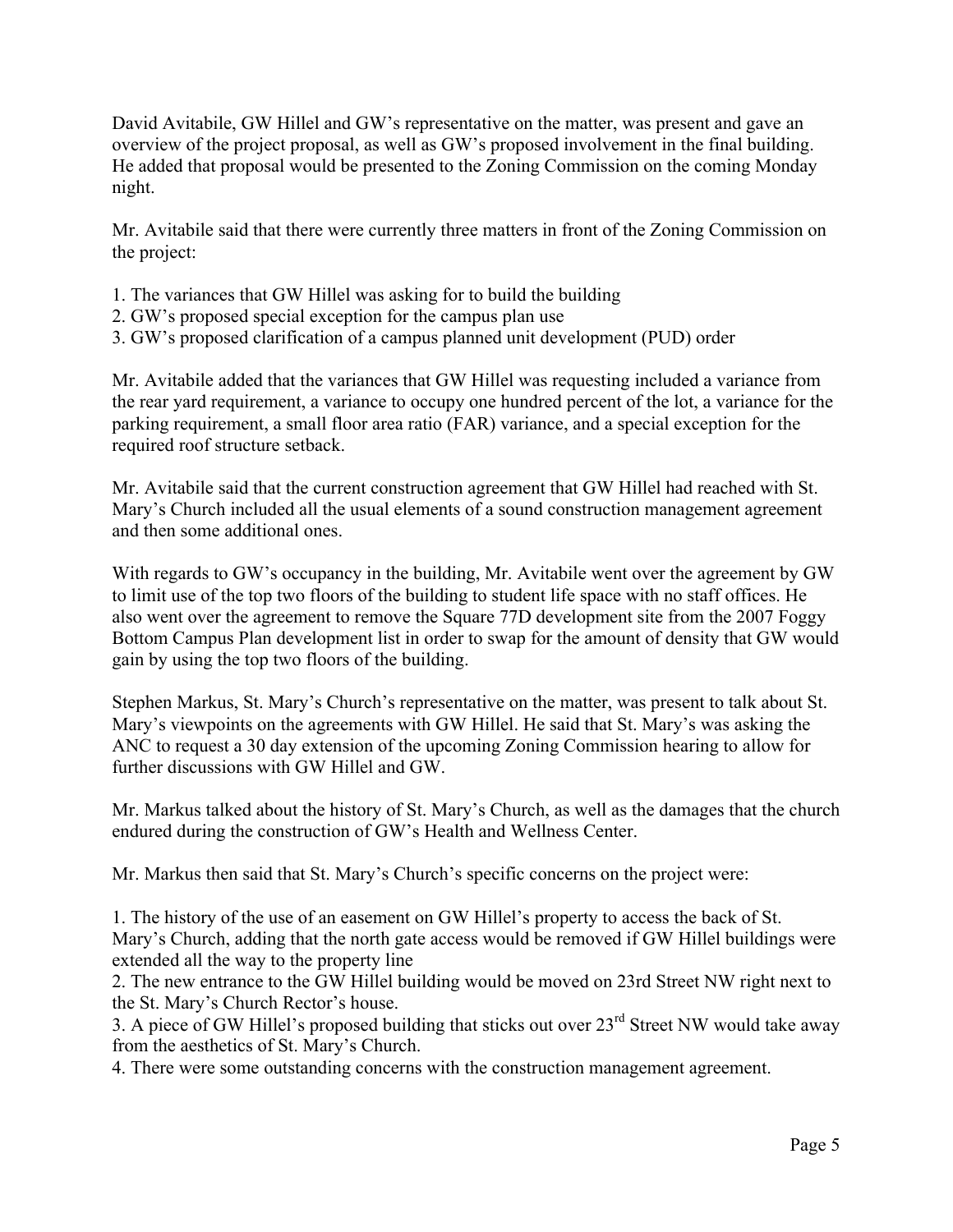David Avitabile, GW Hillel and GW's representative on the matter, was present and gave an overview of the project proposal, as well as GW's proposed involvement in the final building. He added that proposal would be presented to the Zoning Commission on the coming Monday night.

Mr. Avitabile said that there were currently three matters in front of the Zoning Commission on the project:

1. The variances that GW Hillel was asking for to build the building
2. GW's proposed special exception for the campus plan use
3. GW's proposed clarification of a campus planned unit development (PUD) order

Mr. Avitabile added that the variances that GW Hillel was requesting included a variance from the rear yard requirement, a variance to occupy one hundred percent of the lot, a variance for the parking requirement, a small floor area ratio (FAR) variance, and a special exception for the required roof structure setback.

Mr. Avitabile said that the current construction agreement that GW Hillel had reached with St. Mary's Church included all the usual elements of a sound construction management agreement and then some additional ones.

With regards to GW's occupancy in the building, Mr. Avitabile went over the agreement by GW to limit use of the top two floors of the building to student life space with no staff offices. He also went over the agreement to remove the Square 77D development site from the 2007 Foggy Bottom Campus Plan development list in order to swap for the amount of density that GW would gain by using the top two floors of the building.

Stephen Markus, St. Mary's Church's representative on the matter, was present to talk about St. Mary's viewpoints on the agreements with GW Hillel. He said that St. Mary's was asking the ANC to request a 30 day extension of the upcoming Zoning Commission hearing to allow for further discussions with GW Hillel and GW.

Mr. Markus talked about the history of St. Mary's Church, as well as the damages that the church endured during the construction of GW's Health and Wellness Center.

Mr. Markus then said that St. Mary's Church's specific concerns on the project were:

1. The history of the use of an easement on GW Hillel's property to access the back of St. Mary's Church, adding that the north gate access would be removed if GW Hillel buildings were extended all the way to the property line
2. The new entrance to the GW Hillel building would be moved on 23rd Street NW right next to the St. Mary's Church Rector's house.
3. A piece of GW Hillel's proposed building that sticks out over 23rd Street NW would take away from the aesthetics of St. Mary's Church.
4. There were some outstanding concerns with the construction management agreement.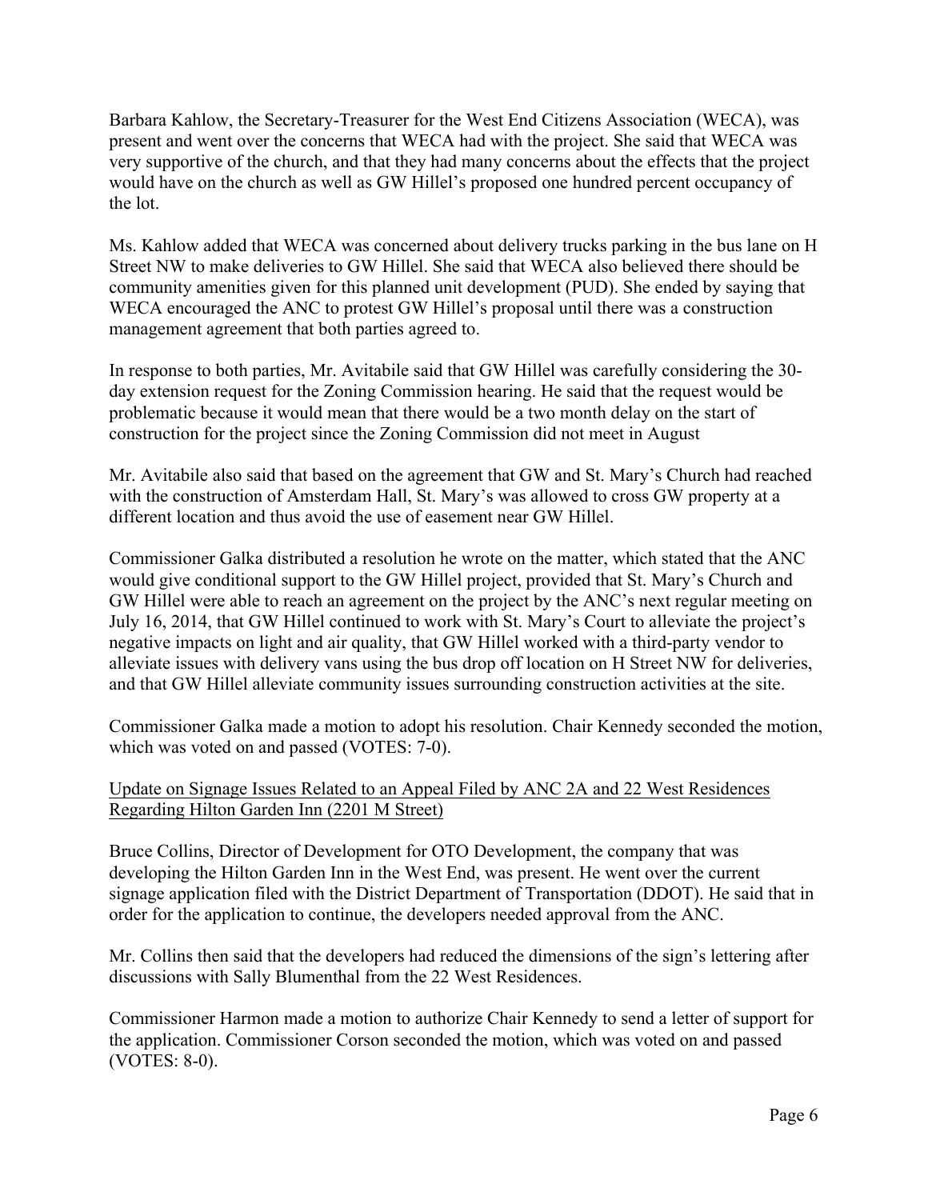Barbara Kahlow, the Secretary-Treasurer for the West End Citizens Association (WECA), was present and went over the concerns that WECA had with the project. She said that WECA was very supportive of the church, and that they had many concerns about the effects that the project would have on the church as well as GW Hillel's proposed one hundred percent occupancy of the lot.

Ms. Kahlow added that WECA was concerned about delivery trucks parking in the bus lane on H Street NW to make deliveries to GW Hillel. She said that WECA also believed there should be community amenities given for this planned unit development (PUD). She ended by saying that WECA encouraged the ANC to protest GW Hillel's proposal until there was a construction management agreement that both parties agreed to.

In response to both parties, Mr. Avitabile said that GW Hillel was carefully considering the 30-day extension request for the Zoning Commission hearing. He said that the request would be problematic because it would mean that there would be a two month delay on the start of construction for the project since the Zoning Commission did not meet in August

Mr. Avitabile also said that based on the agreement that GW and St. Mary's Church had reached with the construction of Amsterdam Hall, St. Mary's was allowed to cross GW property at a different location and thus avoid the use of easement near GW Hillel.

Commissioner Galka distributed a resolution he wrote on the matter, which stated that the ANC would give conditional support to the GW Hillel project, provided that St. Mary's Church and GW Hillel were able to reach an agreement on the project by the ANC's next regular meeting on July 16, 2014, that GW Hillel continued to work with St. Mary's Court to alleviate the project's negative impacts on light and air quality, that GW Hillel worked with a third-party vendor to alleviate issues with delivery vans using the bus drop off location on H Street NW for deliveries, and that GW Hillel alleviate community issues surrounding construction activities at the site.

Commissioner Galka made a motion to adopt his resolution. Chair Kennedy seconded the motion, which was voted on and passed (VOTES: 7-0).

Update on Signage Issues Related to an Appeal Filed by ANC 2A and 22 West Residences Regarding Hilton Garden Inn (2201 M Street)

Bruce Collins, Director of Development for OTO Development, the company that was developing the Hilton Garden Inn in the West End, was present. He went over the current signage application filed with the District Department of Transportation (DDOT). He said that in order for the application to continue, the developers needed approval from the ANC.

Mr. Collins then said that the developers had reduced the dimensions of the sign's lettering after discussions with Sally Blumenthal from the 22 West Residences.

Commissioner Harmon made a motion to authorize Chair Kennedy to send a letter of support for the application. Commissioner Corson seconded the motion, which was voted on and passed (VOTES: 8-0).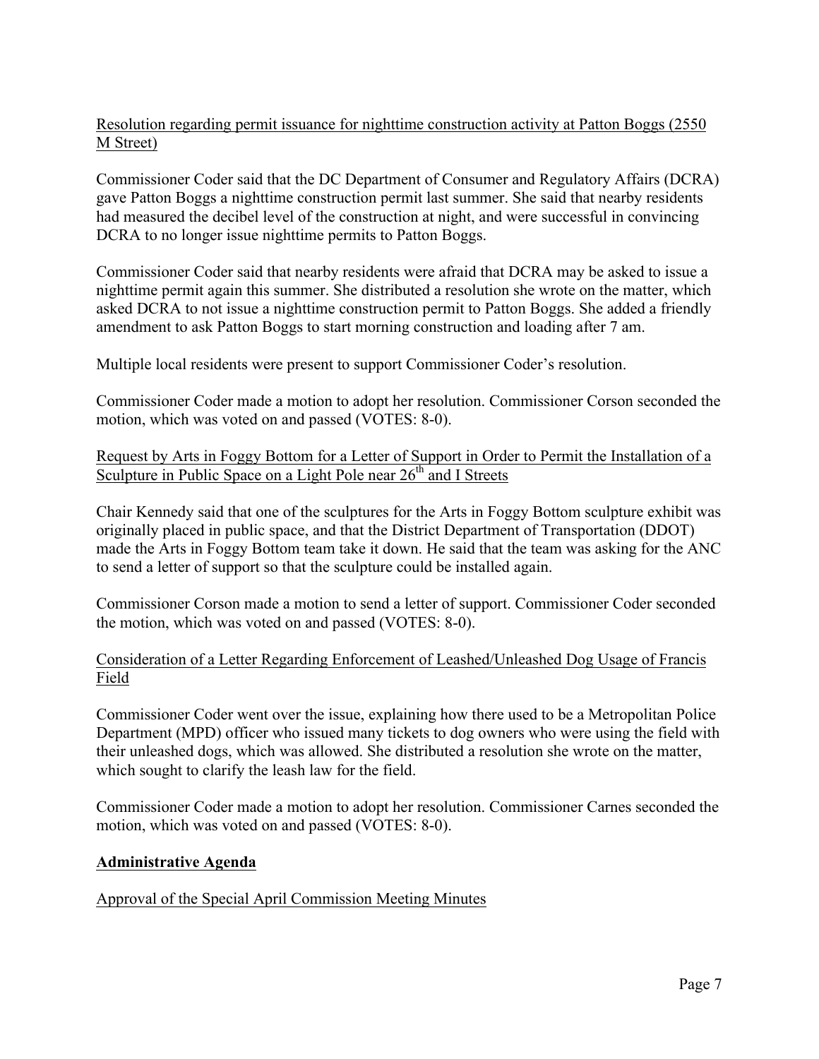Resolution regarding permit issuance for nighttime construction activity at Patton Boggs (2550 M Street)

Commissioner Coder said that the DC Department of Consumer and Regulatory Affairs (DCRA) gave Patton Boggs a nighttime construction permit last summer. She said that nearby residents had measured the decibel level of the construction at night, and were successful in convincing DCRA to no longer issue nighttime permits to Patton Boggs.

Commissioner Coder said that nearby residents were afraid that DCRA may be asked to issue a nighttime permit again this summer. She distributed a resolution she wrote on the matter, which asked DCRA to not issue a nighttime construction permit to Patton Boggs. She added a friendly amendment to ask Patton Boggs to start morning construction and loading after 7 am.

Multiple local residents were present to support Commissioner Coder's resolution.

Commissioner Coder made a motion to adopt her resolution. Commissioner Corson seconded the motion, which was voted on and passed (VOTES: 8-0).

Request by Arts in Foggy Bottom for a Letter of Support in Order to Permit the Installation of a Sculpture in Public Space on a Light Pole near 26th and I Streets

Chair Kennedy said that one of the sculptures for the Arts in Foggy Bottom sculpture exhibit was originally placed in public space, and that the District Department of Transportation (DDOT) made the Arts in Foggy Bottom team take it down. He said that the team was asking for the ANC to send a letter of support so that the sculpture could be installed again.

Commissioner Corson made a motion to send a letter of support. Commissioner Coder seconded the motion, which was voted on and passed (VOTES: 8-0).

Consideration of a Letter Regarding Enforcement of Leashed/Unleashed Dog Usage of Francis Field

Commissioner Coder went over the issue, explaining how there used to be a Metropolitan Police Department (MPD) officer who issued many tickets to dog owners who were using the field with their unleashed dogs, which was allowed. She distributed a resolution she wrote on the matter, which sought to clarify the leash law for the field.

Commissioner Coder made a motion to adopt her resolution. Commissioner Carnes seconded the motion, which was voted on and passed (VOTES: 8-0).

## Administrative Agenda

Approval of the Special April Commission Meeting Minutes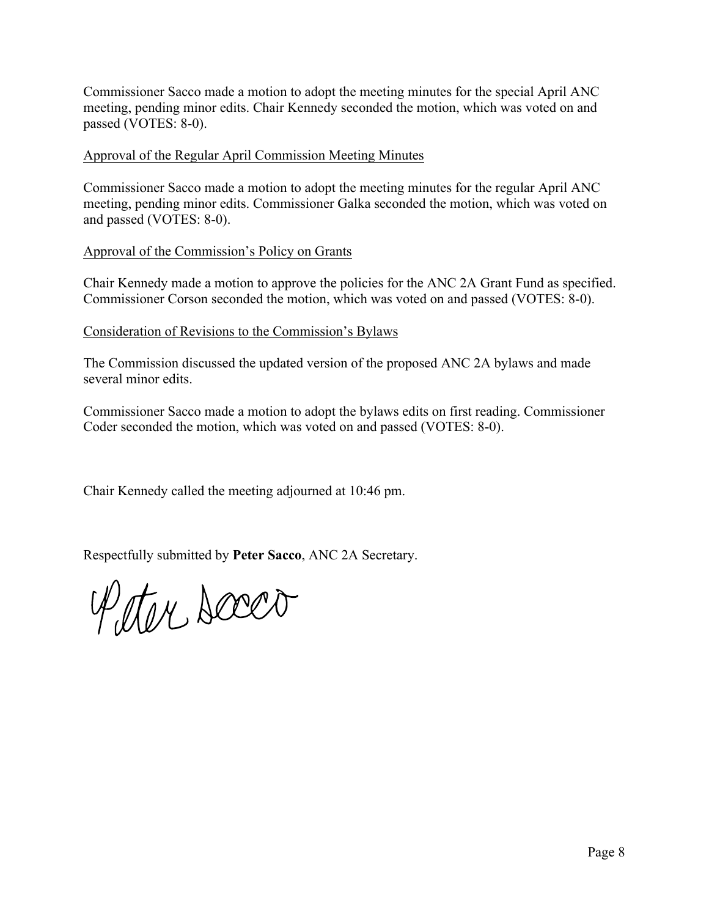Commissioner Sacco made a motion to adopt the meeting minutes for the special April ANC meeting, pending minor edits. Chair Kennedy seconded the motion, which was voted on and passed (VOTES: 8-0).

Approval of the Regular April Commission Meeting Minutes

Commissioner Sacco made a motion to adopt the meeting minutes for the regular April ANC meeting, pending minor edits. Commissioner Galka seconded the motion, which was voted on and passed (VOTES: 8-0).

Approval of the Commission's Policy on Grants

Chair Kennedy made a motion to approve the policies for the ANC 2A Grant Fund as specified. Commissioner Corson seconded the motion, which was voted on and passed (VOTES: 8-0).

Consideration of Revisions to the Commission's Bylaws

The Commission discussed the updated version of the proposed ANC 2A bylaws and made several minor edits.

Commissioner Sacco made a motion to adopt the bylaws edits on first reading. Commissioner Coder seconded the motion, which was voted on and passed (VOTES: 8-0).

Chair Kennedy called the meeting adjourned at 10:46 pm.

Respectfully submitted by **Peter Sacco**, ANC 2A Secretary.

Peter Sacco